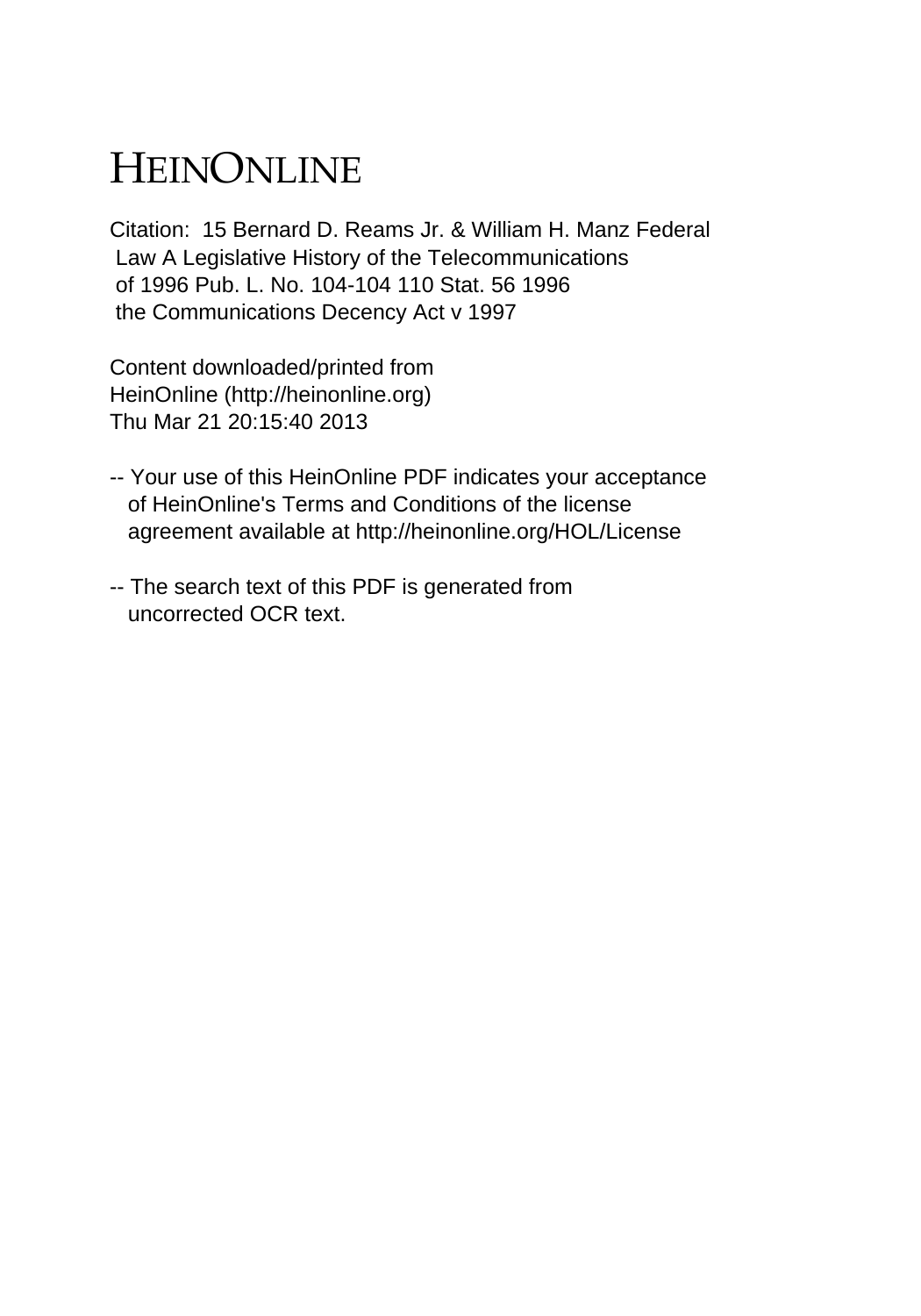# HEINONLINE

Citation: 15 Bernard D. Reams Jr. & William H. Manz Federal Law A Legislative History of the Telecommunications of 1996 Pub. L. No. 104-104 110 Stat. 56 1996 the Communications Decency Act v 1997

Content downloaded/printed from HeinOnline (http://heinonline.org) Thu Mar 21 20:15:40 2013

-- Your use of this HeinOnline PDF indicates your acceptance of HeinOnline's Terms and Conditions of the license agreement available at http://heinonline.org/HOL/License

-- The search text of this PDF is generated from uncorrected OCR text.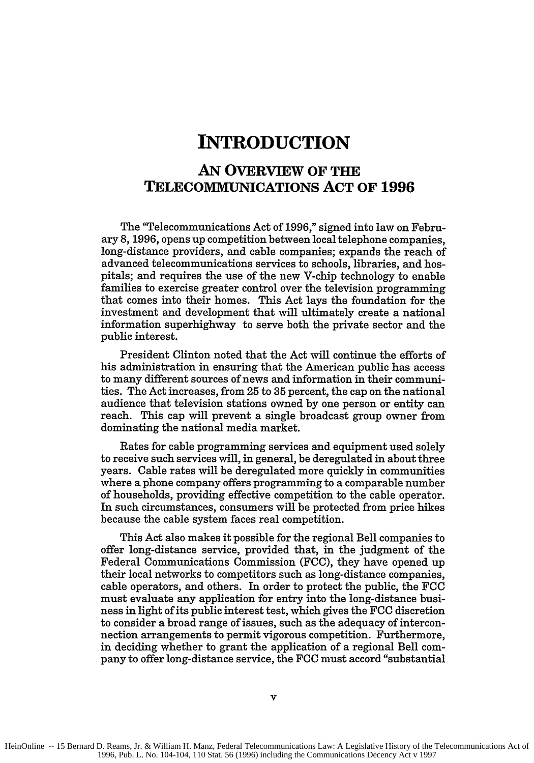# INTRODUCTION

## AN OVERVIEW OF THE TELECOMMUNICATIONS ACT OF 1996

The "Telecommunications Act of 1996," signed into law on February 8, 1996, opens up competition between local telephone companies, long-distance providers, and cable companies; expands the reach of advanced telecommunications services to schools, libraries, and hospitals; and requires the use of the new V-chip technology to enable families to exercise greater control over the television programming that comes into their homes. This Act lays the foundation for the investment and development that will ultimately create a national information superhighway to serve both the private sector and the public interest.

President Clinton noted that the Act will continue the efforts of his administration in ensuring that the American public has access to many different sources of news and information in their communities. The Act increases, from 25 to 35 percent, the cap on the national audience that television stations owned by one person or entity can reach. This cap will prevent a single broadcast group owner from dominating the national media market.

Rates for cable programming services and equipment used solely to receive such services will, in general, be deregulated in about three years. Cable rates will be deregulated more quickly in communities where a phone company offers programming to a comparable number of households, providing effective competition to the cable operator. In such circumstances, consumers will be protected from price hikes because the cable system faces real competition.

This Act also makes it possible for the regional Bell companies to offer long-distance service, provided that, in the judgment of the Federal Communications Commission (FCC), they have opened up their local networks to competitors such as long-distance companies, cable operators, and others. In order to protect the public, the FCC must evaluate any application for entry into the long-distance business in light of its public interest test, which gives the FCC discretion to consider a broad range of issues, such as the adequacy of interconnection arrangements to permit vigorous competition. Furthermore, in deciding whether to grant the application of a regional Bell company to offer long-distance service, the FCC must accord "substantial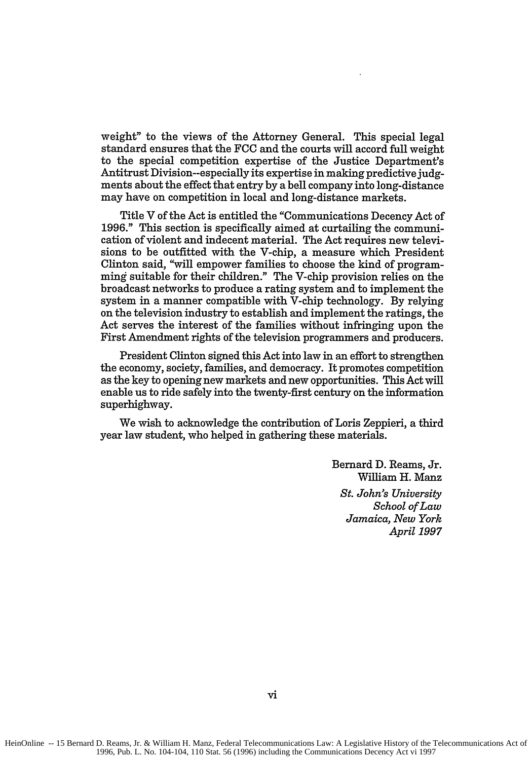weight" to the views of the Attorney General. This special legal standard ensures that the FCC and the courts will accord full weight to the special competition expertise of the Justice Department's Antitrust Division--especially its expertise in making predictive judgments about the effect that entry by a bell company into long-distance may have on competition in local and long-distance markets.

Title V of the Act is entitled the "Communications Decency Act of 1996." This section is specifically aimed at curtailing the communication of violent and indecent material. The Act requires new televisions to be outfitted with the V-chip, a measure which President Clinton said, "will empower families to choose the kind of programming suitable for their children." The V-chip provision relies on the broadcast networks to produce a rating system and to implement the system in a manner compatible with V-chip technology. By relying on the television industry to establish and implement the ratings, the Act serves the interest of the families without infringing upon the First Amendment rights of the television programmers and producers.

President Clinton signed this Act into law in an effort to strengthen the economy, society, families, and democracy. It promotes competition as the key to opening new markets and new opportunities. This Act will enable us to ride safely into the twenty-first century on the information superhighway.

We wish to acknowledge the contribution of Loris Zeppieri, a third year law student, who helped in gathering these materials.

Bernard D. Reams, Jr.
William H. Manz

*St. John's University*
*School of Law*
*Jamaica, New York*
*April 1997*